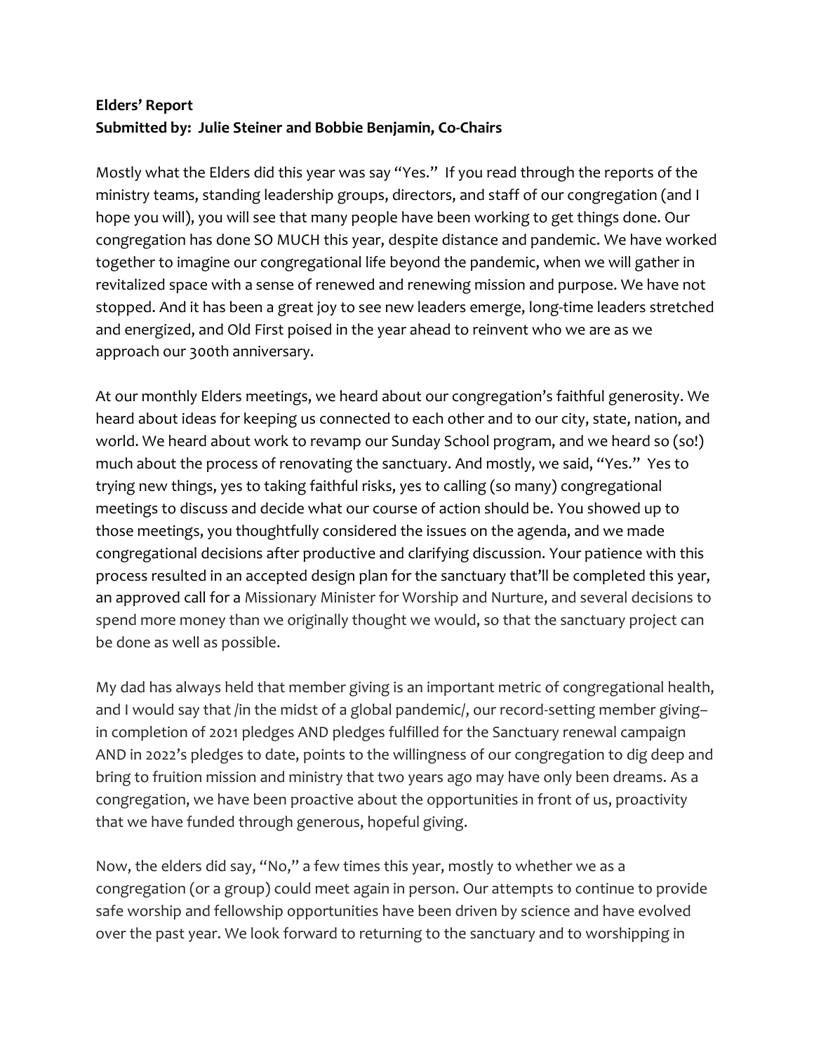**Elders' Report**
**Submitted by: Julie Steiner and Bobbie Benjamin, Co-Chairs**

Mostly what the Elders did this year was say "Yes." If you read through the reports of the ministry teams, standing leadership groups, directors, and staff of our congregation (and I hope you will), you will see that many people have been working to get things done. Our congregation has done SO MUCH this year, despite distance and pandemic. We have worked together to imagine our congregational life beyond the pandemic, when we will gather in revitalized space with a sense of renewed and renewing mission and purpose. We have not stopped. And it has been a great joy to see new leaders emerge, long-time leaders stretched and energized, and Old First poised in the year ahead to reinvent who we are as we approach our 300th anniversary.

At our monthly Elders meetings, we heard about our congregation's faithful generosity. We heard about ideas for keeping us connected to each other and to our city, state, nation, and world. We heard about work to revamp our Sunday School program, and we heard so (so!) much about the process of renovating the sanctuary. And mostly, we said, "Yes." Yes to trying new things, yes to taking faithful risks, yes to calling (so many) congregational meetings to discuss and decide what our course of action should be. You showed up to those meetings, you thoughtfully considered the issues on the agenda, and we made congregational decisions after productive and clarifying discussion. Your patience with this process resulted in an accepted design plan for the sanctuary that'll be completed this year, an approved call for a Missionary Minister for Worship and Nurture, and several decisions to spend more money than we originally thought we would, so that the sanctuary project can be done as well as possible.

My dad has always held that member giving is an important metric of congregational health, and I would say that /in the midst of a global pandemic/, our record-setting member giving– in completion of 2021 pledges AND pledges fulfilled for the Sanctuary renewal campaign AND in 2022's pledges to date, points to the willingness of our congregation to dig deep and bring to fruition mission and ministry that two years ago may have only been dreams. As a congregation, we have been proactive about the opportunities in front of us, proactivity that we have funded through generous, hopeful giving.

Now, the elders did say, "No," a few times this year, mostly to whether we as a congregation (or a group) could meet again in person. Our attempts to continue to provide safe worship and fellowship opportunities have been driven by science and have evolved over the past year. We look forward to returning to the sanctuary and to worshipping in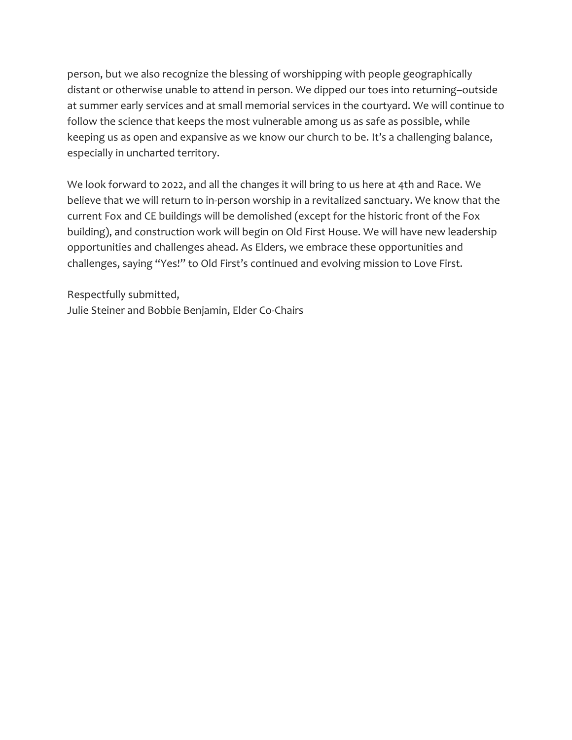person, but we also recognize the blessing of worshipping with people geographically distant or otherwise unable to attend in person. We dipped our toes into returning–outside at summer early services and at small memorial services in the courtyard. We will continue to follow the science that keeps the most vulnerable among us as safe as possible, while keeping us as open and expansive as we know our church to be. It's a challenging balance, especially in uncharted territory.

We look forward to 2022, and all the changes it will bring to us here at 4th and Race. We believe that we will return to in-person worship in a revitalized sanctuary. We know that the current Fox and CE buildings will be demolished (except for the historic front of the Fox building), and construction work will begin on Old First House. We will have new leadership opportunities and challenges ahead. As Elders, we embrace these opportunities and challenges, saying "Yes!" to Old First's continued and evolving mission to Love First.

Respectfully submitted,
Julie Steiner and Bobbie Benjamin, Elder Co-Chairs